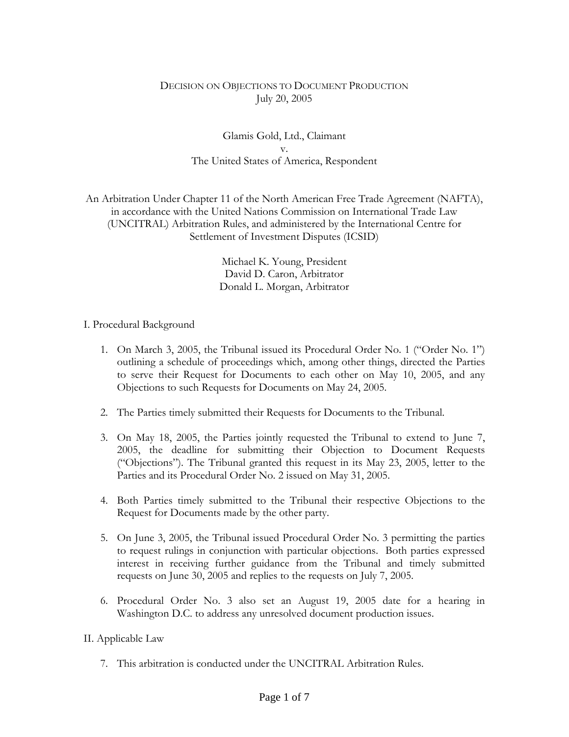# Decision on Objections to Document Production

July 20, 2005

Glamis Gold, Ltd., Claimant
v.
The United States of America, Respondent

An Arbitration Under Chapter 11 of the North American Free Trade Agreement (NAFTA), in accordance with the United Nations Commission on International Trade Law (UNCITRAL) Arbitration Rules, and administered by the International Centre for Settlement of Investment Disputes (ICSID)

Michael K. Young, President
David D. Caron, Arbitrator
Donald L. Morgan, Arbitrator

## I. Procedural Background

1. On March 3, 2005, the Tribunal issued its Procedural Order No. 1 ("Order No. 1") outlining a schedule of proceedings which, among other things, directed the Parties to serve their Request for Documents to each other on May 10, 2005, and any Objections to such Requests for Documents on May 24, 2005.

2. The Parties timely submitted their Requests for Documents to the Tribunal.

3. On May 18, 2005, the Parties jointly requested the Tribunal to extend to June 7, 2005, the deadline for submitting their Objection to Document Requests ("Objections"). The Tribunal granted this request in its May 23, 2005, letter to the Parties and its Procedural Order No. 2 issued on May 31, 2005.

4. Both Parties timely submitted to the Tribunal their respective Objections to the Request for Documents made by the other party.

5. On June 3, 2005, the Tribunal issued Procedural Order No. 3 permitting the parties to request rulings in conjunction with particular objections. Both parties expressed interest in receiving further guidance from the Tribunal and timely submitted requests on June 30, 2005 and replies to the requests on July 7, 2005.

6. Procedural Order No. 3 also set an August 19, 2005 date for a hearing in Washington D.C. to address any unresolved document production issues.

## II. Applicable Law

7. This arbitration is conducted under the UNCITRAL Arbitration Rules.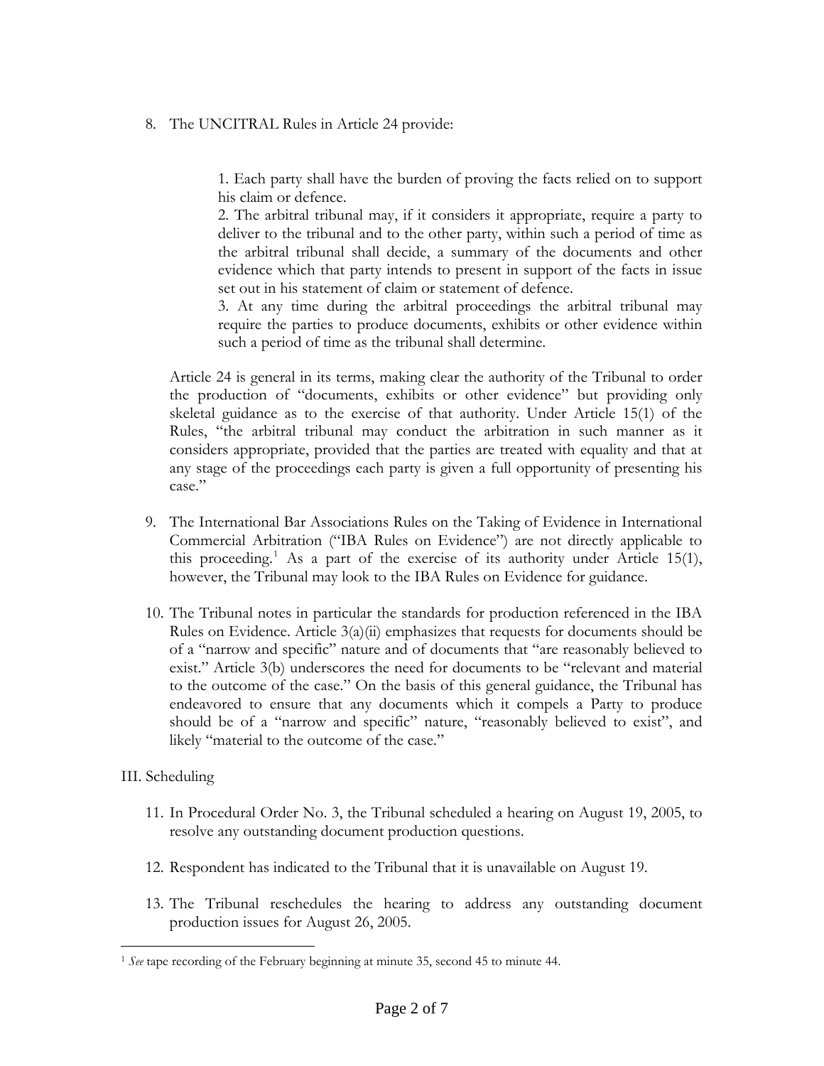8. The UNCITRAL Rules in Article 24 provide:

> 1. Each party shall have the burden of proving the facts relied on to support his claim or defence.
> 2. The arbitral tribunal may, if it considers it appropriate, require a party to deliver to the tribunal and to the other party, within such a period of time as the arbitral tribunal shall decide, a summary of the documents and other evidence which that party intends to present in support of the facts in issue set out in his statement of claim or statement of defence.
> 3. At any time during the arbitral proceedings the arbitral tribunal may require the parties to produce documents, exhibits or other evidence within such a period of time as the tribunal shall determine.

Article 24 is general in its terms, making clear the authority of the Tribunal to order the production of "documents, exhibits or other evidence" but providing only skeletal guidance as to the exercise of that authority. Under Article 15(1) of the Rules, "the arbitral tribunal may conduct the arbitration in such manner as it considers appropriate, provided that the parties are treated with equality and that at any stage of the proceedings each party is given a full opportunity of presenting his case."

9. The International Bar Associations Rules on the Taking of Evidence in International Commercial Arbitration ("IBA Rules on Evidence") are not directly applicable to this proceeding.[1] As a part of the exercise of its authority under Article 15(1), however, the Tribunal may look to the IBA Rules on Evidence for guidance.

10. The Tribunal notes in particular the standards for production referenced in the IBA Rules on Evidence. Article 3(a)(ii) emphasizes that requests for documents should be of a "narrow and specific" nature and of documents that "are reasonably believed to exist." Article 3(b) underscores the need for documents to be "relevant and material to the outcome of the case." On the basis of this general guidance, the Tribunal has endeavored to ensure that any documents which it compels a Party to produce should be of a "narrow and specific" nature, "reasonably believed to exist", and likely "material to the outcome of the case."

## III. Scheduling

11. In Procedural Order No. 3, the Tribunal scheduled a hearing on August 19, 2005, to resolve any outstanding document production questions.

12. Respondent has indicated to the Tribunal that it is unavailable on August 19.

13. The Tribunal reschedules the hearing to address any outstanding document production issues for August 26, 2005.

---

[1] *See* tape recording of the February beginning at minute 35, second 45 to minute 44.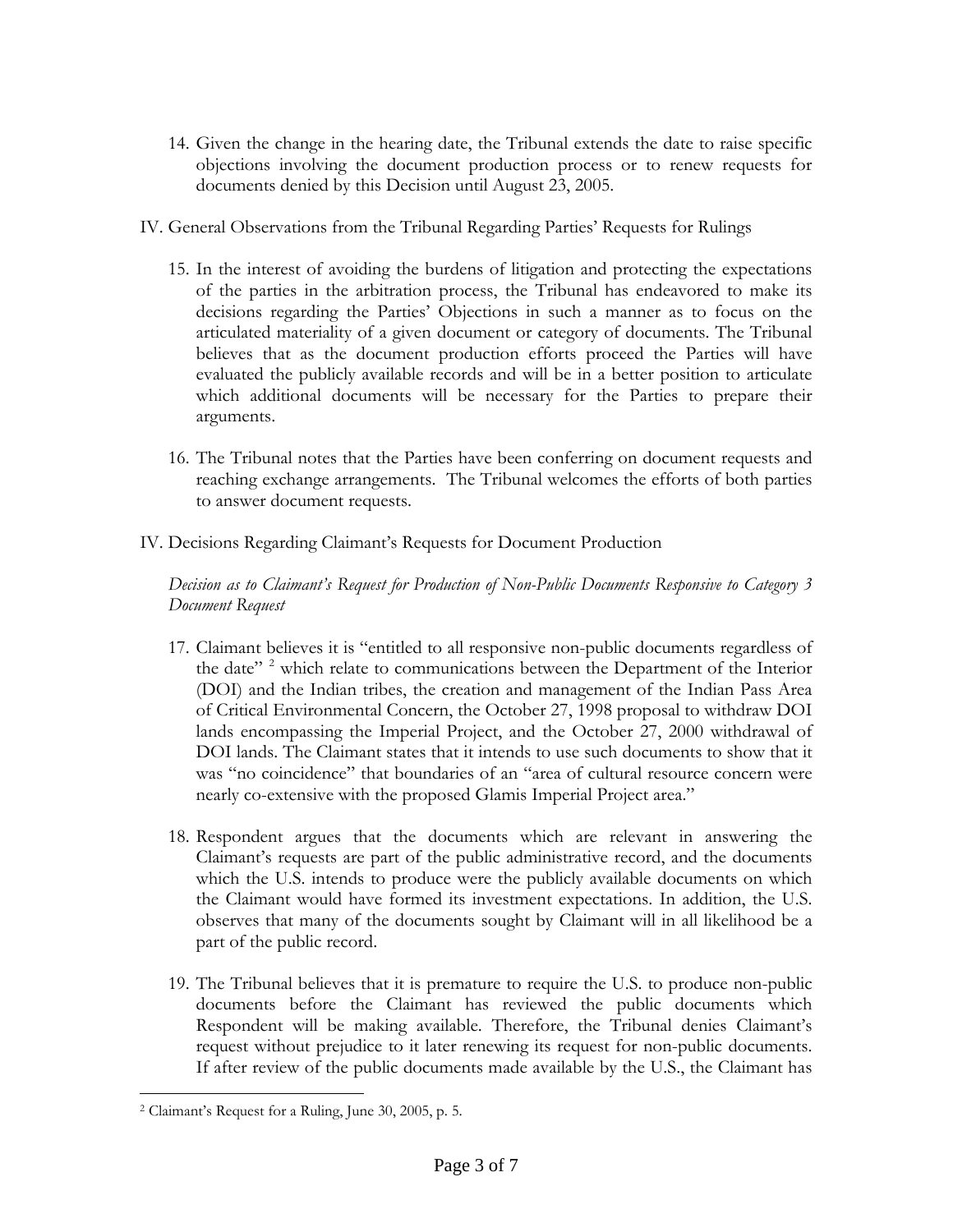14. Given the change in the hearing date, the Tribunal extends the date to raise specific objections involving the document production process or to renew requests for documents denied by this Decision until August 23, 2005.

## IV. General Observations from the Tribunal Regarding Parties' Requests for Rulings

15. In the interest of avoiding the burdens of litigation and protecting the expectations of the parties in the arbitration process, the Tribunal has endeavored to make its decisions regarding the Parties' Objections in such a manner as to focus on the articulated materiality of a given document or category of documents. The Tribunal believes that as the document production efforts proceed the Parties will have evaluated the publicly available records and will be in a better position to articulate which additional documents will be necessary for the Parties to prepare their arguments.

16. The Tribunal notes that the Parties have been conferring on document requests and reaching exchange arrangements. The Tribunal welcomes the efforts of both parties to answer document requests.

## IV. Decisions Regarding Claimant's Requests for Document Production

*Decision as to Claimant's Request for Production of Non-Public Documents Responsive to Category 3 Document Request*

17. Claimant believes it is "entitled to all responsive non-public documents regardless of the date" [2] which relate to communications between the Department of the Interior (DOI) and the Indian tribes, the creation and management of the Indian Pass Area of Critical Environmental Concern, the October 27, 1998 proposal to withdraw DOI lands encompassing the Imperial Project, and the October 27, 2000 withdrawal of DOI lands. The Claimant states that it intends to use such documents to show that it was "no coincidence" that boundaries of an "area of cultural resource concern were nearly co-extensive with the proposed Glamis Imperial Project area."

18. Respondent argues that the documents which are relevant in answering the Claimant's requests are part of the public administrative record, and the documents which the U.S. intends to produce were the publicly available documents on which the Claimant would have formed its investment expectations. In addition, the U.S. observes that many of the documents sought by Claimant will in all likelihood be a part of the public record.

19. The Tribunal believes that it is premature to require the U.S. to produce non-public documents before the Claimant has reviewed the public documents which Respondent will be making available. Therefore, the Tribunal denies Claimant's request without prejudice to it later renewing its request for non-public documents. If after review of the public documents made available by the U.S., the Claimant has

---

[2] Claimant's Request for a Ruling, June 30, 2005, p. 5.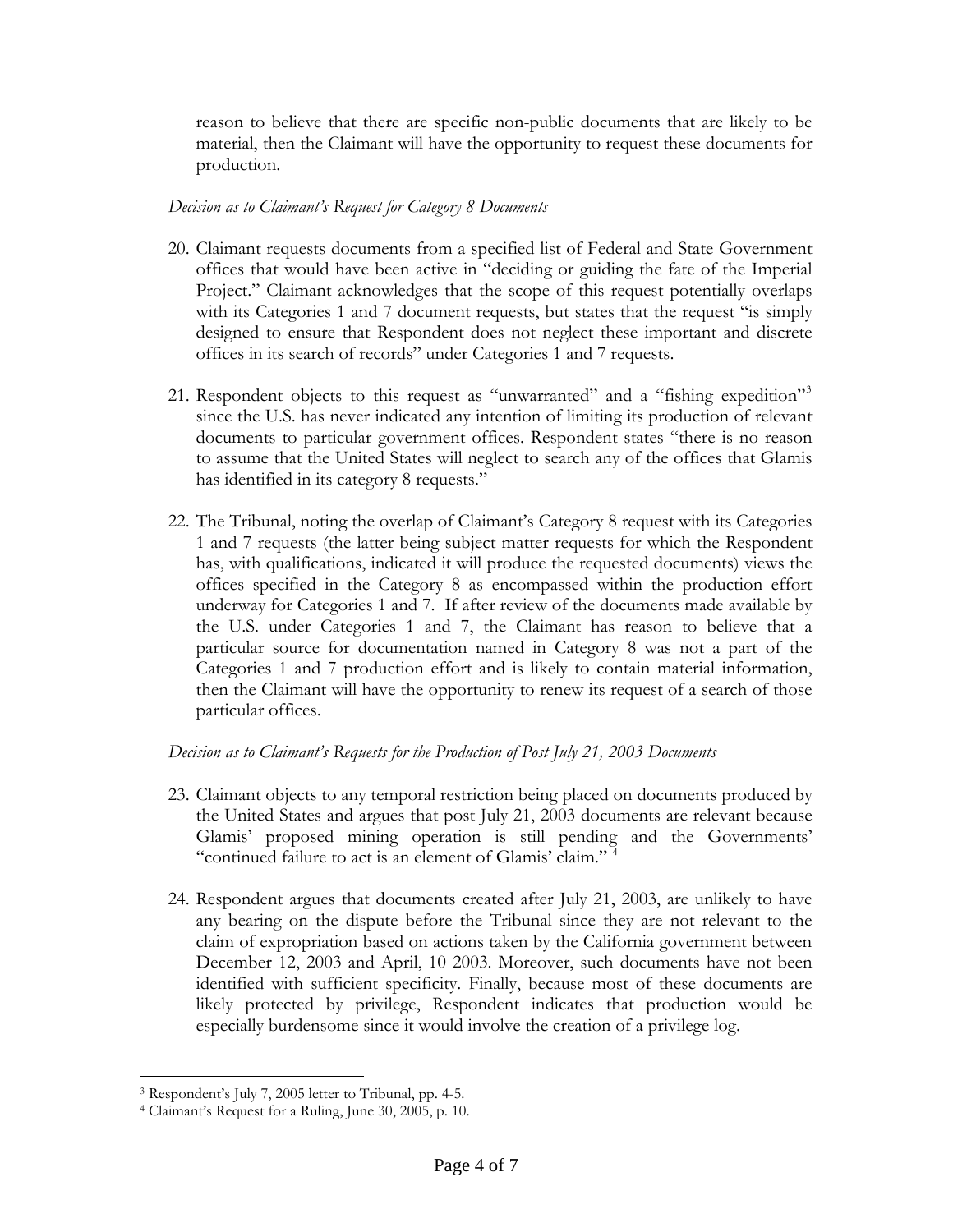reason to believe that there are specific non-public documents that are likely to be material, then the Claimant will have the opportunity to request these documents for production.

*Decision as to Claimant's Request for Category 8 Documents*

20. Claimant requests documents from a specified list of Federal and State Government offices that would have been active in "deciding or guiding the fate of the Imperial Project." Claimant acknowledges that the scope of this request potentially overlaps with its Categories 1 and 7 document requests, but states that the request "is simply designed to ensure that Respondent does not neglect these important and discrete offices in its search of records" under Categories 1 and 7 requests.

21. Respondent objects to this request as "unwarranted" and a "fishing expedition"[3] since the U.S. has never indicated any intention of limiting its production of relevant documents to particular government offices. Respondent states "there is no reason to assume that the United States will neglect to search any of the offices that Glamis has identified in its category 8 requests."

22. The Tribunal, noting the overlap of Claimant's Category 8 request with its Categories 1 and 7 requests (the latter being subject matter requests for which the Respondent has, with qualifications, indicated it will produce the requested documents) views the offices specified in the Category 8 as encompassed within the production effort underway for Categories 1 and 7. If after review of the documents made available by the U.S. under Categories 1 and 7, the Claimant has reason to believe that a particular source for documentation named in Category 8 was not a part of the Categories 1 and 7 production effort and is likely to contain material information, then the Claimant will have the opportunity to renew its request of a search of those particular offices.

*Decision as to Claimant's Requests for the Production of Post July 21, 2003 Documents*

23. Claimant objects to any temporal restriction being placed on documents produced by the United States and argues that post July 21, 2003 documents are relevant because Glamis' proposed mining operation is still pending and the Governments' "continued failure to act is an element of Glamis' claim." [4]

24. Respondent argues that documents created after July 21, 2003, are unlikely to have any bearing on the dispute before the Tribunal since they are not relevant to the claim of expropriation based on actions taken by the California government between December 12, 2003 and April, 10 2003. Moreover, such documents have not been identified with sufficient specificity. Finally, because most of these documents are likely protected by privilege, Respondent indicates that production would be especially burdensome since it would involve the creation of a privilege log.

---

[3] Respondent's July 7, 2005 letter to Tribunal, pp. 4-5.

[4] Claimant's Request for a Ruling, June 30, 2005, p. 10.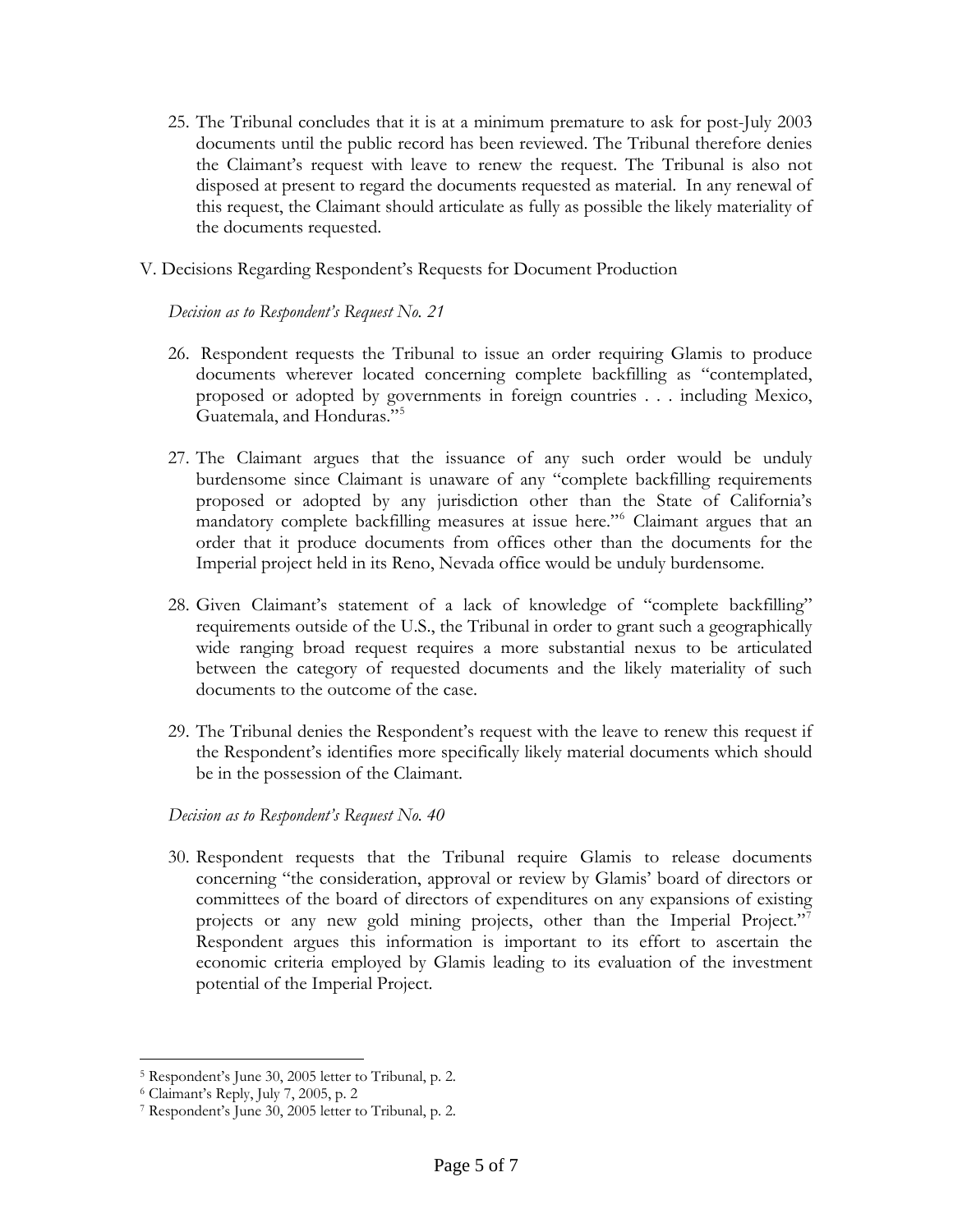25. The Tribunal concludes that it is at a minimum premature to ask for post-July 2003 documents until the public record has been reviewed. The Tribunal therefore denies the Claimant's request with leave to renew the request. The Tribunal is also not disposed at present to regard the documents requested as material. In any renewal of this request, the Claimant should articulate as fully as possible the likely materiality of the documents requested.

V. Decisions Regarding Respondent's Requests for Document Production

*Decision as to Respondent's Request No. 21*

26. Respondent requests the Tribunal to issue an order requiring Glamis to produce documents wherever located concerning complete backfilling as "contemplated, proposed or adopted by governments in foreign countries . . . including Mexico, Guatemala, and Honduras."[5]

27. The Claimant argues that the issuance of any such order would be unduly burdensome since Claimant is unaware of any "complete backfilling requirements proposed or adopted by any jurisdiction other than the State of California's mandatory complete backfilling measures at issue here."[6] Claimant argues that an order that it produce documents from offices other than the documents for the Imperial project held in its Reno, Nevada office would be unduly burdensome.

28. Given Claimant's statement of a lack of knowledge of "complete backfilling" requirements outside of the U.S., the Tribunal in order to grant such a geographically wide ranging broad request requires a more substantial nexus to be articulated between the category of requested documents and the likely materiality of such documents to the outcome of the case.

29. The Tribunal denies the Respondent's request with the leave to renew this request if the Respondent's identifies more specifically likely material documents which should be in the possession of the Claimant.

*Decision as to Respondent's Request No. 40*

30. Respondent requests that the Tribunal require Glamis to release documents concerning "the consideration, approval or review by Glamis' board of directors or committees of the board of directors of expenditures on any expansions of existing projects or any new gold mining projects, other than the Imperial Project."[7] Respondent argues this information is important to its effort to ascertain the economic criteria employed by Glamis leading to its evaluation of the investment potential of the Imperial Project.

---

[5] Respondent's June 30, 2005 letter to Tribunal, p. 2.

[6] Claimant's Reply, July 7, 2005, p. 2

[7] Respondent's June 30, 2005 letter to Tribunal, p. 2.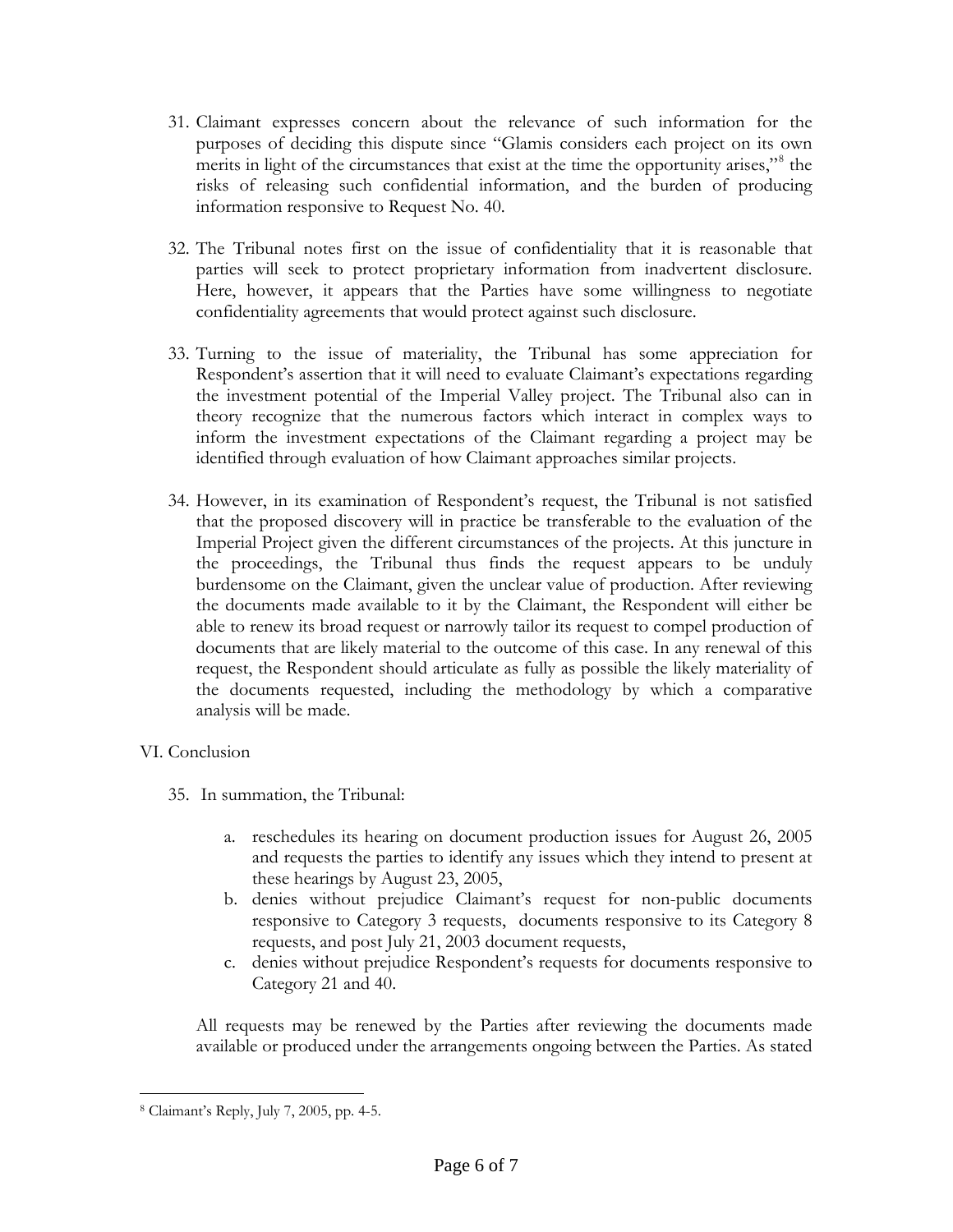31. Claimant expresses concern about the relevance of such information for the purposes of deciding this dispute since "Glamis considers each project on its own merits in light of the circumstances that exist at the time the opportunity arises,"[8] the risks of releasing such confidential information, and the burden of producing information responsive to Request No. 40.

32. The Tribunal notes first on the issue of confidentiality that it is reasonable that parties will seek to protect proprietary information from inadvertent disclosure. Here, however, it appears that the Parties have some willingness to negotiate confidentiality agreements that would protect against such disclosure.

33. Turning to the issue of materiality, the Tribunal has some appreciation for Respondent's assertion that it will need to evaluate Claimant's expectations regarding the investment potential of the Imperial Valley project. The Tribunal also can in theory recognize that the numerous factors which interact in complex ways to inform the investment expectations of the Claimant regarding a project may be identified through evaluation of how Claimant approaches similar projects.

34. However, in its examination of Respondent's request, the Tribunal is not satisfied that the proposed discovery will in practice be transferable to the evaluation of the Imperial Project given the different circumstances of the projects. At this juncture in the proceedings, the Tribunal thus finds the request appears to be unduly burdensome on the Claimant, given the unclear value of production. After reviewing the documents made available to it by the Claimant, the Respondent will either be able to renew its broad request or narrowly tailor its request to compel production of documents that are likely material to the outcome of this case. In any renewal of this request, the Respondent should articulate as fully as possible the likely materiality of the documents requested, including the methodology by which a comparative analysis will be made.

## VI. Conclusion

35. In summation, the Tribunal:

    a. reschedules its hearing on document production issues for August 26, 2005 and requests the parties to identify any issues which they intend to present at these hearings by August 23, 2005,

    b. denies without prejudice Claimant's request for non-public documents responsive to Category 3 requests, documents responsive to its Category 8 requests, and post July 21, 2003 document requests,

    c. denies without prejudice Respondent's requests for documents responsive to Category 21 and 40.

All requests may be renewed by the Parties after reviewing the documents made available or produced under the arrangements ongoing between the Parties. As stated

---

[8] Claimant's Reply, July 7, 2005, pp. 4-5.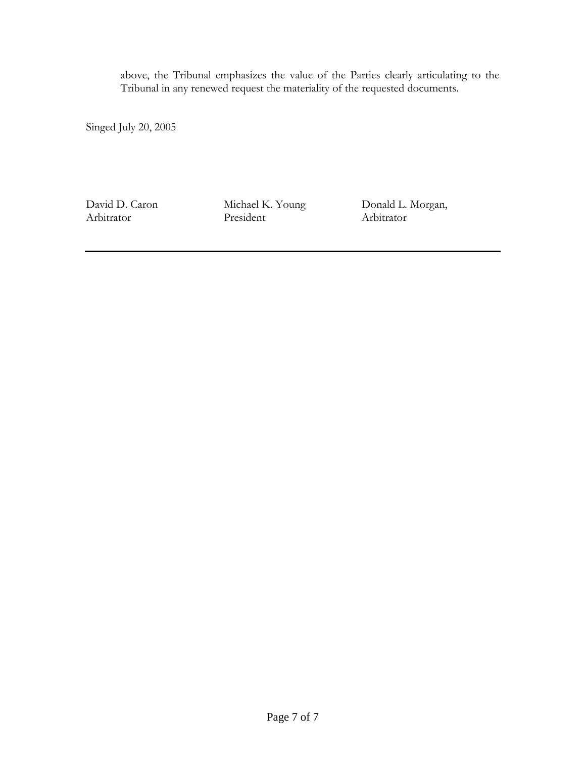above, the Tribunal emphasizes the value of the Parties clearly articulating to the Tribunal in any renewed request the materiality of the requested documents.

Singed July 20, 2005

| | | |
|---|---|---|
| David D. Caron<br>Arbitrator | Michael K. Young<br>President | Donald L. Morgan,<br>Arbitrator |

---